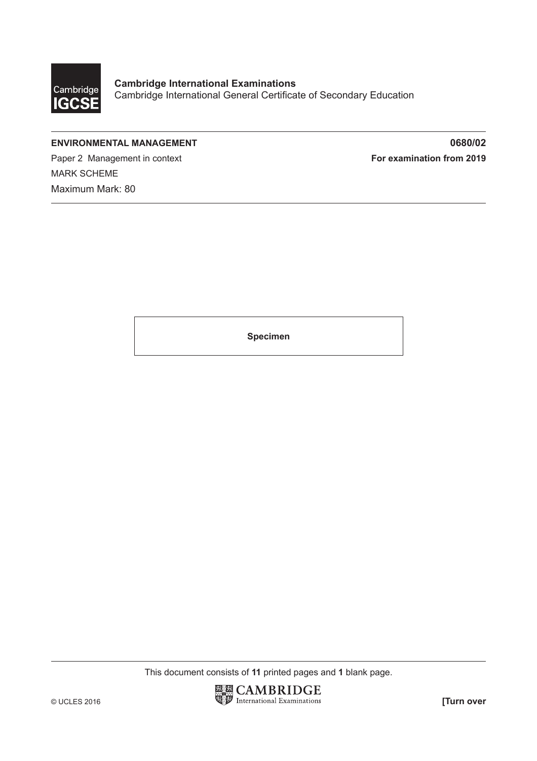Cambridge IGCSE

**Cambridge International Examinations**
Cambridge International General Certificate of Secondary Education

**ENVIRONMENTAL MANAGEMENT** **0680/02**

Paper 2 Management in context **For examination from 2019**

MARK SCHEME

Maximum Mark: 80

**Specimen**

This document consists of **11** printed pages and **1** blank page.

© UCLES 2016

**[Turn over**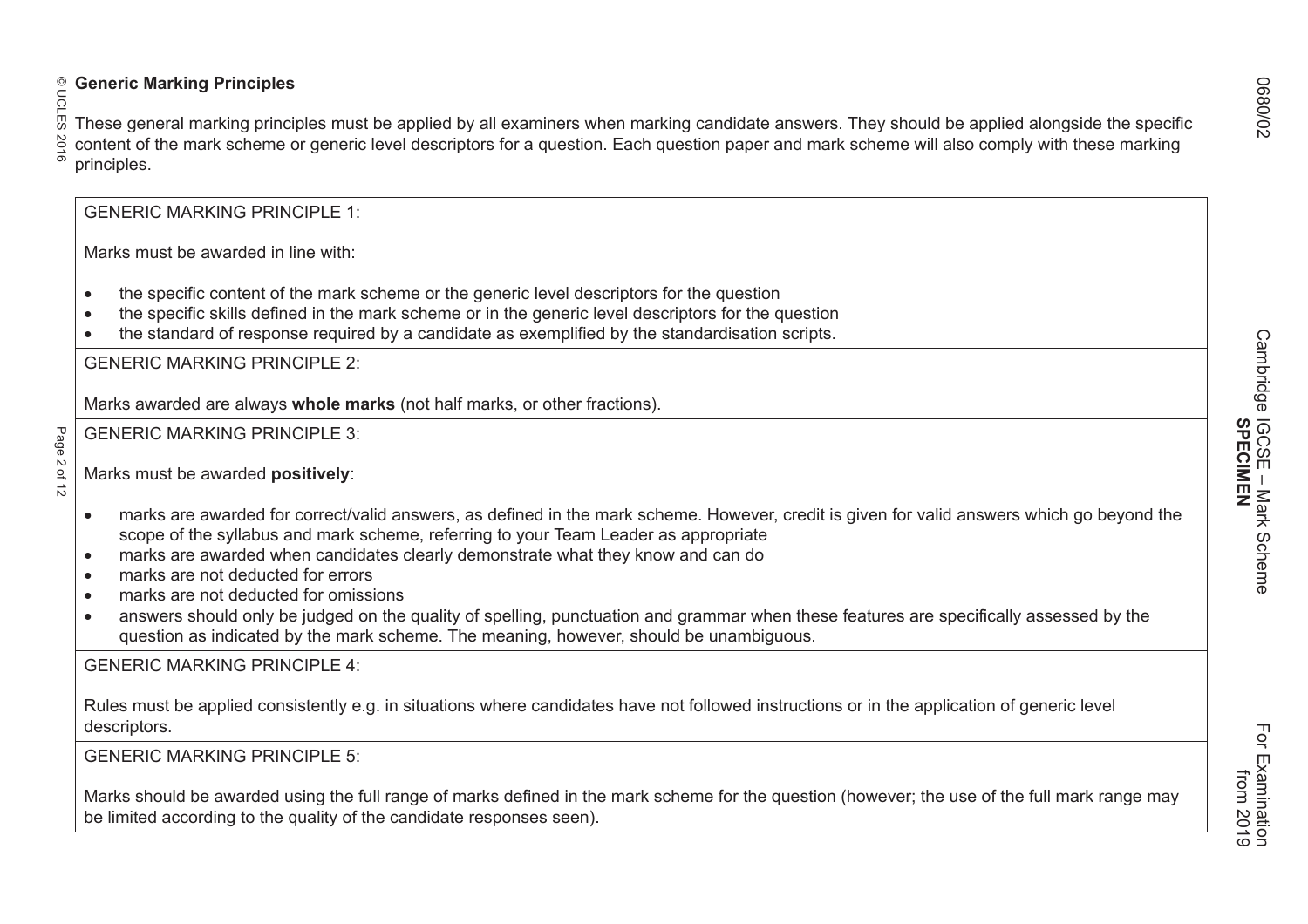**Generic Marking Principles**

These general marking principles must be applied by all examiners when marking candidate answers. They should be applied alongside the specific content of the mark scheme or generic level descriptors for a question. Each question paper and mark scheme will also comply with these marking principles.

GENERIC MARKING PRINCIPLE 1:

Marks must be awarded in line with:

- the specific content of the mark scheme or the generic level descriptors for the question
- the specific skills defined in the mark scheme or in the generic level descriptors for the question
- the standard of response required by a candidate as exemplified by the standardisation scripts.

GENERIC MARKING PRINCIPLE 2:

Marks awarded are always **whole marks** (not half marks, or other fractions).

GENERIC MARKING PRINCIPLE 3:

Marks must be awarded **positively**:

- marks are awarded for correct/valid answers, as defined in the mark scheme. However, credit is given for valid answers which go beyond the scope of the syllabus and mark scheme, referring to your Team Leader as appropriate
- marks are awarded when candidates clearly demonstrate what they know and can do
- marks are not deducted for errors
- marks are not deducted for omissions
- answers should only be judged on the quality of spelling, punctuation and grammar when these features are specifically assessed by the question as indicated by the mark scheme. The meaning, however, should be unambiguous.

GENERIC MARKING PRINCIPLE 4:

Rules must be applied consistently e.g. in situations where candidates have not followed instructions or in the application of generic level descriptors.

GENERIC MARKING PRINCIPLE 5:

Marks should be awarded using the full range of marks defined in the mark scheme for the question (however; the use of the full mark range may be limited according to the quality of the candidate responses seen).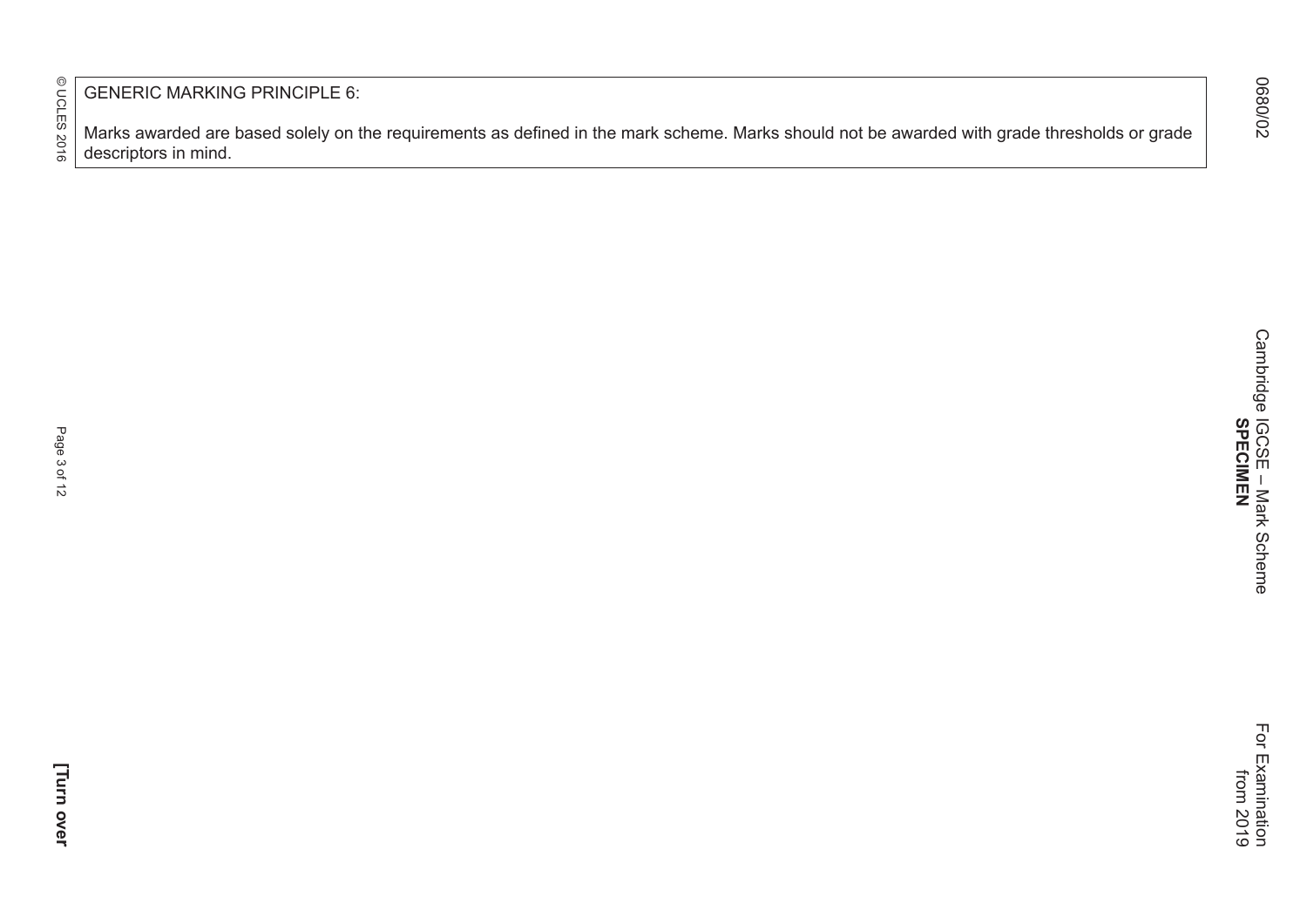GENERIC MARKING PRINCIPLE 6:

Marks awarded are based solely on the requirements as defined in the mark scheme. Marks should not be awarded with grade thresholds or grade descriptors in mind.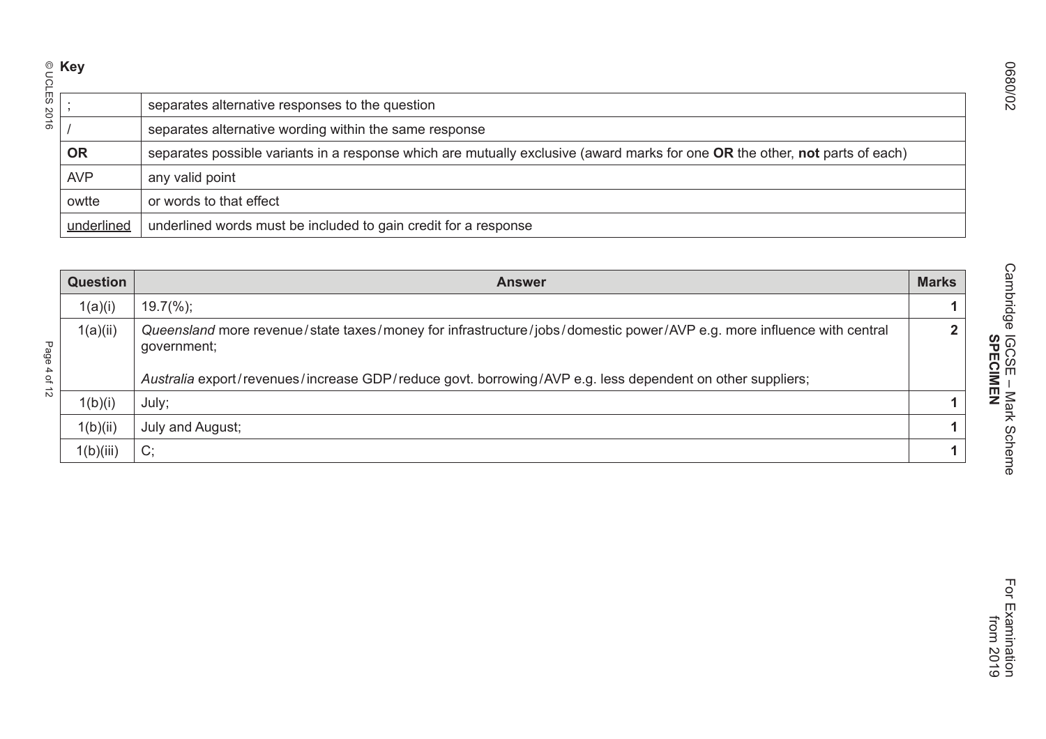**Key**

| | |
|---|---|
| ; | separates alternative responses to the question |
| / | separates alternative wording within the same response |
| **OR** | separates possible variants in a response which are mutually exclusive (award marks for one **OR** the other, **not** parts of each) |
| AVP | any valid point |
| owtte | or words to that effect |
| underlined | underlined words must be included to gain credit for a response |

| Question | Answer | Marks |
|---|---|---|
| 1(a)(i) | 19.7(%); | 1 |
| 1(a)(ii) | *Queensland* more revenue / state taxes / money for infrastructure / jobs / domestic power / AVP e.g. more influence with central government;<br><br>*Australia* export / revenues / increase GDP / reduce govt. borrowing / AVP e.g. less dependent on other suppliers; | 2 |
| 1(b)(i) | July; | 1 |
| 1(b)(ii) | July and August; | 1 |
| 1(b)(iii) | C; | 1 |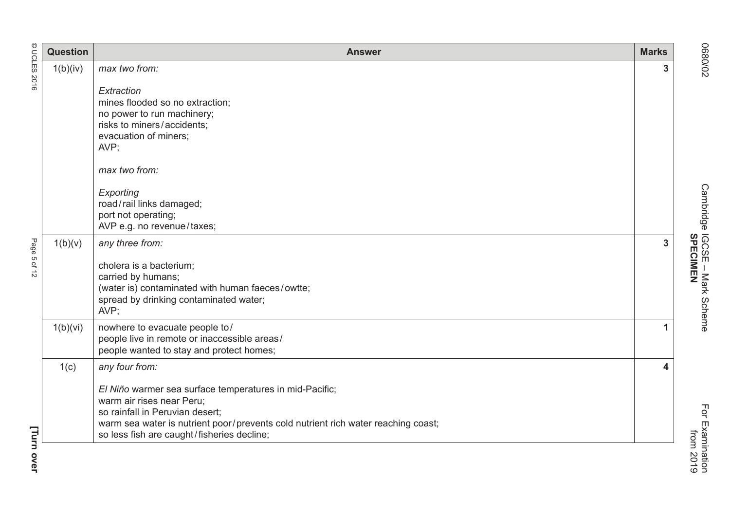| Question | Answer | Marks |
|---|---|---|
| 1(b)(iv) | *max two from:*<br><br>*Extraction*<br>mines flooded so no extraction;<br>no power to run machinery;<br>risks to miners / accidents;<br>evacuation of miners;<br>AVP;<br><br>*max two from:*<br><br>*Exporting*<br>road / rail links damaged;<br>port not operating;<br>AVP e.g. no revenue / taxes; | **3** |
| 1(b)(v) | *any three from:*<br><br>cholera is a bacterium;<br>carried by humans;<br>(water is) contaminated with human faeces / owtte;<br>spread by drinking contaminated water;<br>AVP; | **3** |
| 1(b)(vi) | nowhere to evacuate people to /<br>people live in remote or inaccessible areas /<br>people wanted to stay and protect homes; | **1** |
| 1(c) | *any four from:*<br><br>*El Niño* warmer sea surface temperatures in mid-Pacific;<br>warm air rises near Peru;<br>so rainfall in Peruvian desert;<br>warm sea water is nutrient poor / prevents cold nutrient rich water reaching coast;<br>so less fish are caught / fisheries decline; | **4** |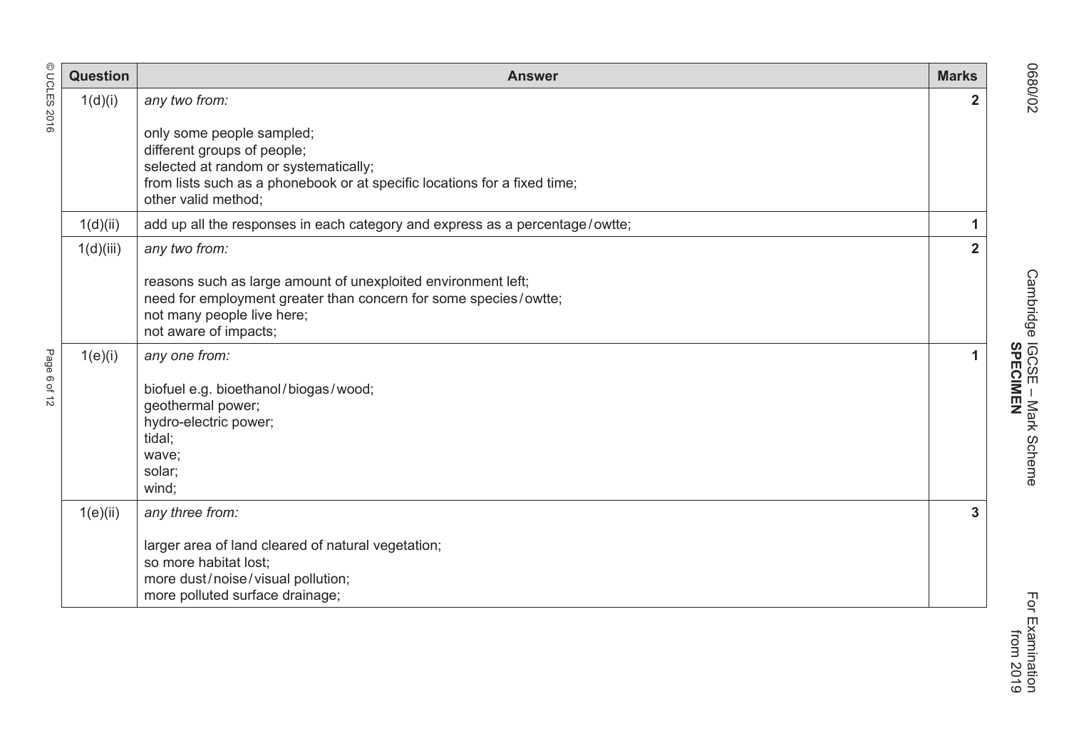| Question | Answer | Marks |
|---|---|---|
| 1(d)(i) | *any two from:*<br><br>only some people sampled;<br>different groups of people;<br>selected at random or systematically;<br>from lists such as a phonebook or at specific locations for a fixed time;<br>other valid method; | 2 |
| 1(d)(ii) | add up all the responses in each category and express as a percentage / owtte; | 1 |
| 1(d)(iii) | *any two from:*<br><br>reasons such as large amount of unexploited environment left;<br>need for employment greater than concern for some species / owtte;<br>not many people live here;<br>not aware of impacts; | 2 |
| 1(e)(i) | *any one from:*<br><br>biofuel e.g. bioethanol / biogas / wood;<br>geothermal power;<br>hydro-electric power;<br>tidal;<br>wave;<br>solar;<br>wind; | 1 |
| 1(e)(ii) | *any three from:*<br><br>larger area of land cleared of natural vegetation;<br>so more habitat lost;<br>more dust / noise / visual pollution;<br>more polluted surface drainage; | 3 |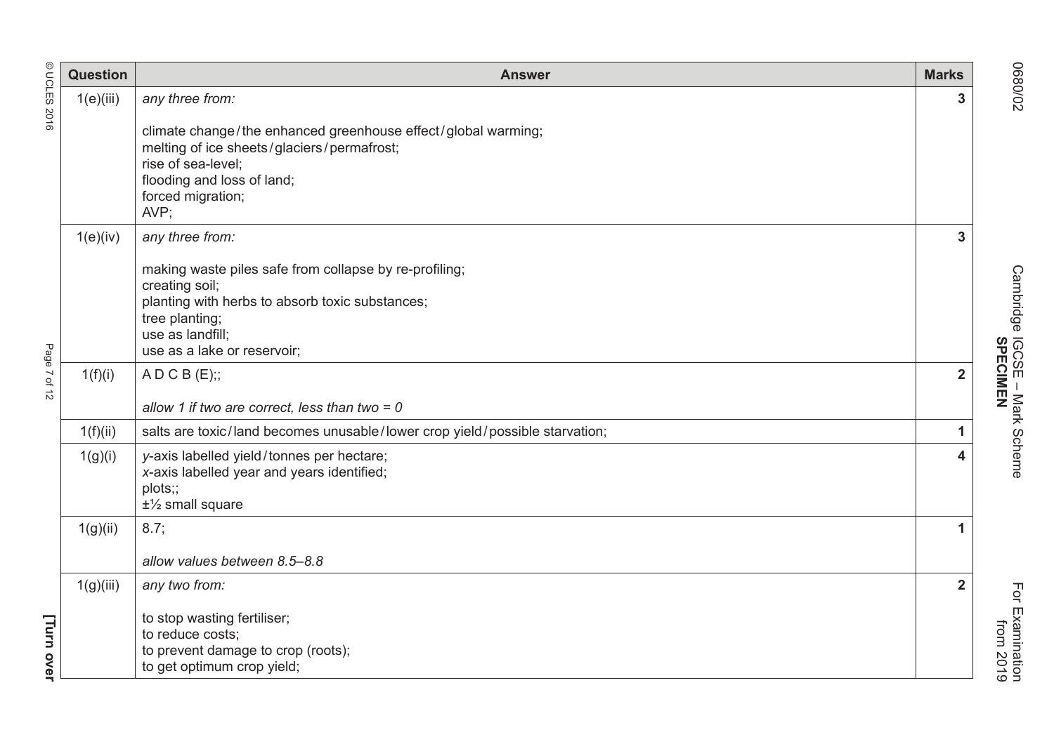| Question | Answer | Marks |
|---|---|---|
| 1(e)(iii) | *any three from:*<br><br>climate change / the enhanced greenhouse effect / global warming;<br>melting of ice sheets / glaciers / permafrost;<br>rise of sea-level;<br>flooding and loss of land;<br>forced migration;<br>AVP; | 3 |
| 1(e)(iv) | *any three from:*<br><br>making waste piles safe from collapse by re-profiling;<br>creating soil;<br>planting with herbs to absorb toxic substances;<br>tree planting;<br>use as landfill;<br>use as a lake or reservoir; | 3 |
| 1(f)(i) | A D C B (E);;<br><br>*allow 1 if two are correct, less than two = 0* | 2 |
| 1(f)(ii) | salts are toxic / land becomes unusable / lower crop yield / possible starvation; | 1 |
| 1(g)(i) | *y*-axis labelled yield / tonnes per hectare;<br>*x*-axis labelled year and years identified;<br>plots;;<br>±½ small square | 4 |
| 1(g)(ii) | 8.7;<br><br>*allow values between 8.5–8.8* | 1 |
| 1(g)(iii) | *any two from:*<br><br>to stop wasting fertiliser;<br>to reduce costs;<br>to prevent damage to crop (roots);<br>to get optimum crop yield; | 2 |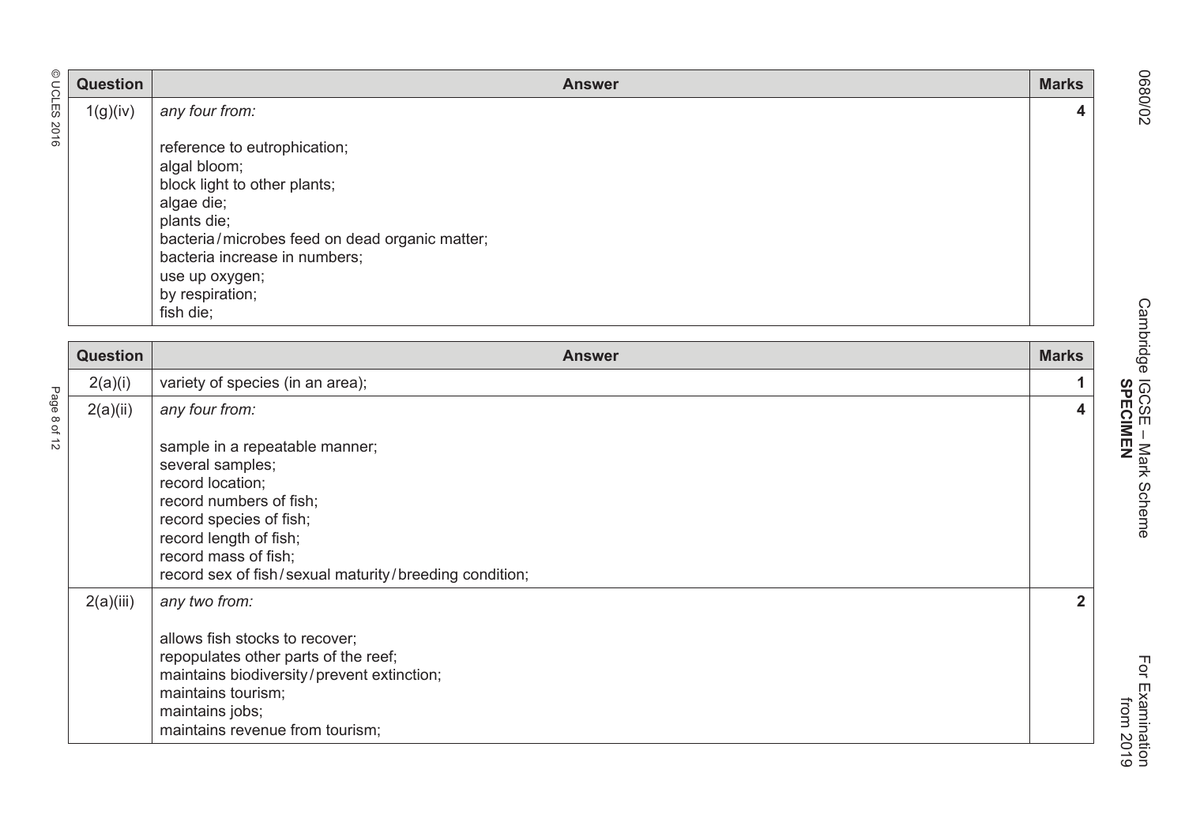| Question | Answer | Marks |
|---|---|---|
| 1(g)(iv) | *any four from:*<br><br>reference to eutrophication;<br>algal bloom;<br>block light to other plants;<br>algae die;<br>plants die;<br>bacteria / microbes feed on dead organic matter;<br>bacteria increase in numbers;<br>use up oxygen;<br>by respiration;<br>fish die; | 4 |

| Question | Answer | Marks |
|---|---|---|
| 2(a)(i) | variety of species (in an area); | 1 |
| 2(a)(ii) | *any four from:*<br><br>sample in a repeatable manner;<br>several samples;<br>record location;<br>record numbers of fish;<br>record species of fish;<br>record length of fish;<br>record mass of fish;<br>record sex of fish / sexual maturity / breeding condition; | 4 |
| 2(a)(iii) | *any two from:*<br><br>allows fish stocks to recover;<br>repopulates other parts of the reef;<br>maintains biodiversity / prevent extinction;<br>maintains tourism;<br>maintains jobs;<br>maintains revenue from tourism; | 2 |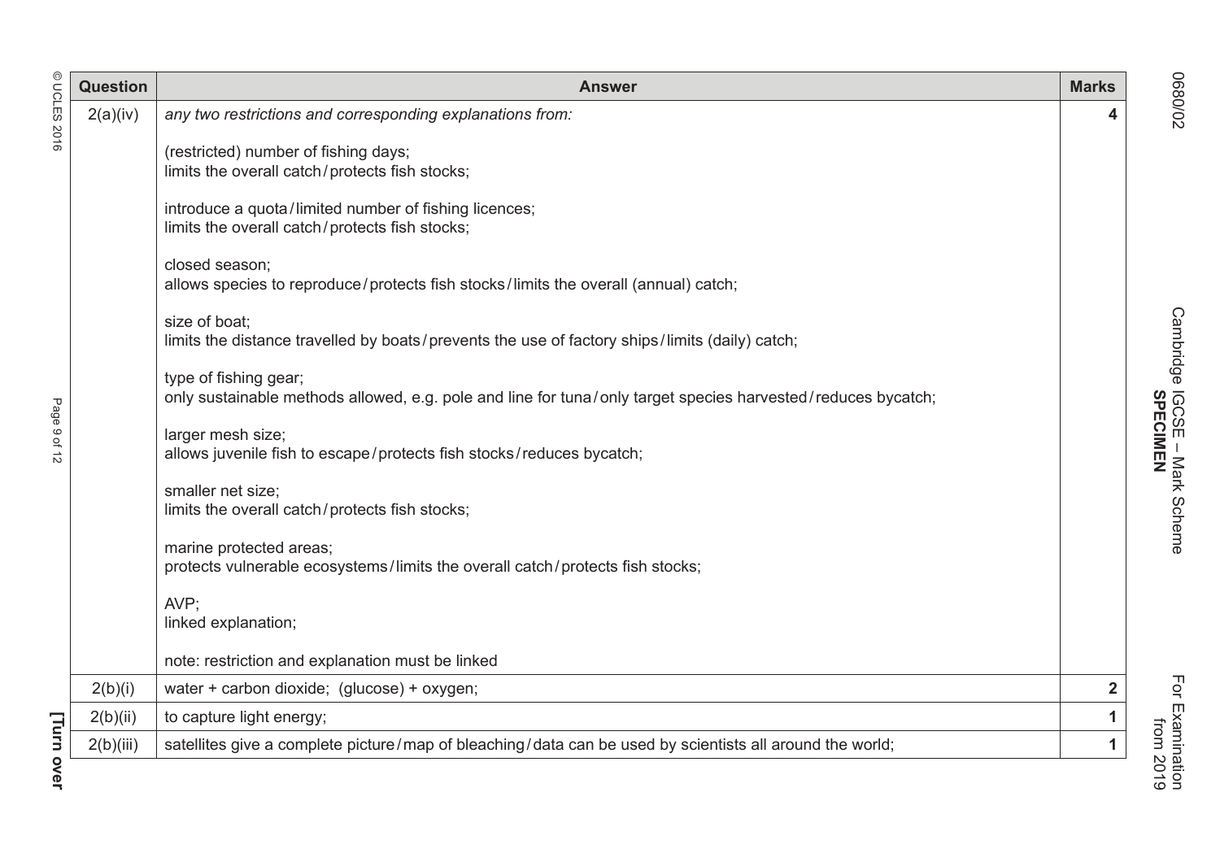| Question | Answer | Marks |
|---|---|---|
| 2(a)(iv) | *any two restrictions and corresponding explanations from:*<br><br>(restricted) number of fishing days;<br>limits the overall catch / protects fish stocks;<br><br>introduce a quota / limited number of fishing licences;<br>limits the overall catch / protects fish stocks;<br><br>closed season;<br>allows species to reproduce / protects fish stocks / limits the overall (annual) catch;<br><br>size of boat;<br>limits the distance travelled by boats / prevents the use of factory ships / limits (daily) catch;<br><br>type of fishing gear;<br>only sustainable methods allowed, e.g. pole and line for tuna / only target species harvested / reduces bycatch;<br><br>larger mesh size;<br>allows juvenile fish to escape / protects fish stocks / reduces bycatch;<br><br>smaller net size;<br>limits the overall catch / protects fish stocks;<br><br>marine protected areas;<br>protects vulnerable ecosystems / limits the overall catch / protects fish stocks;<br><br>AVP;<br>linked explanation;<br><br>note: restriction and explanation must be linked | 4 |
| 2(b)(i) | water + carbon dioxide; (glucose) + oxygen; | 2 |
| 2(b)(ii) | to capture light energy; | 1 |
| 2(b)(iii) | satellites give a complete picture / map of bleaching / data can be used by scientists all around the world; | 1 |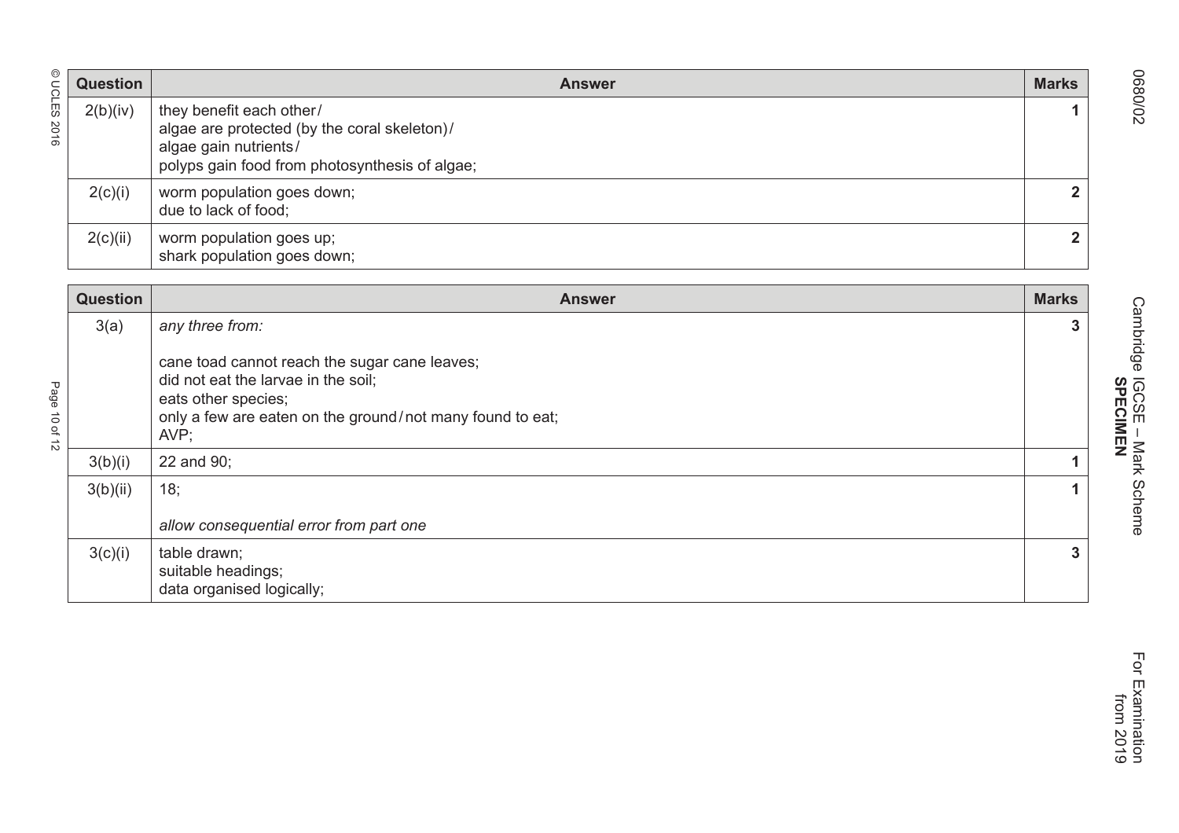| Question | Answer | Marks |
|---|---|---|
| 2(b)(iv) | they benefit each other/<br>algae are protected (by the coral skeleton)/<br>algae gain nutrients/<br>polyps gain food from photosynthesis of algae; | 1 |
| 2(c)(i) | worm population goes down;<br>due to lack of food; | 2 |
| 2(c)(ii) | worm population goes up;<br>shark population goes down; | 2 |

| Question | Answer | Marks |
|---|---|---|
| 3(a) | *any three from:*<br><br>cane toad cannot reach the sugar cane leaves;<br>did not eat the larvae in the soil;<br>eats other species;<br>only a few are eaten on the ground/not many found to eat;<br>AVP; | 3 |
| 3(b)(i) | 22 and 90; | 1 |
| 3(b)(ii) | 18;<br><br>*allow consequential error from part one* | 1 |
| 3(c)(i) | table drawn;<br>suitable headings;<br>data organised logically; | 3 |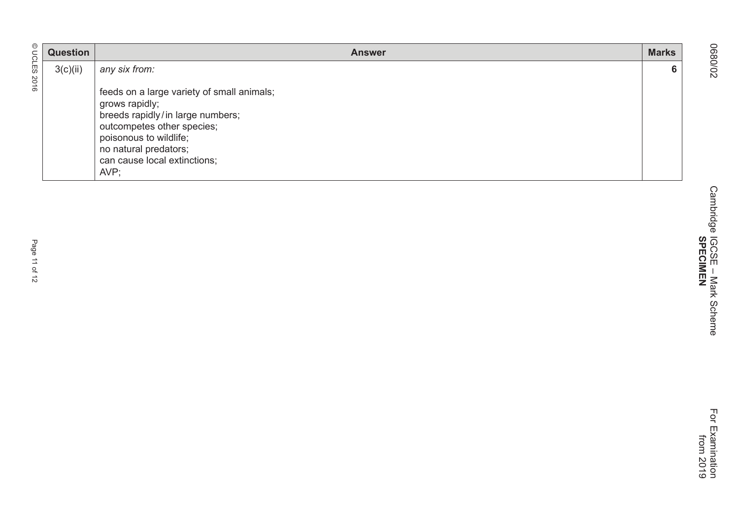| Question | Answer | Marks |
|---|---|---|
| 3(c)(ii) | *any six from:*<br><br>feeds on a large variety of small animals;<br>grows rapidly;<br>breeds rapidly / in large numbers;<br>outcompetes other species;<br>poisonous to wildlife;<br>no natural predators;<br>can cause local extinctions;<br>AVP; | **6** |